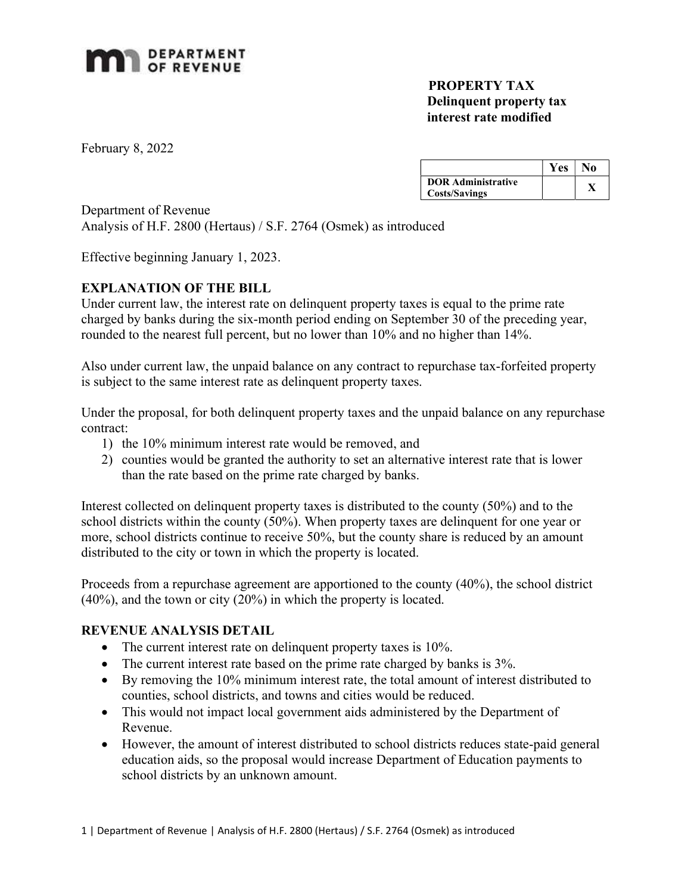**DEPARTMENT OF REVENUE**

**PROPERTY TAX**
**Delinquent property tax interest rate modified**

February 8, 2022

| | Yes | No |
|---|---|---|
| **DOR Administrative Costs/Savings** | | **X** |

Department of Revenue
Analysis of H.F. 2800 (Hertaus) / S.F. 2764 (Osmek) as introduced

Effective beginning January 1, 2023.

## EXPLANATION OF THE BILL

Under current law, the interest rate on delinquent property taxes is equal to the prime rate charged by banks during the six-month period ending on September 30 of the preceding year, rounded to the nearest full percent, but no lower than 10% and no higher than 14%.

Also under current law, the unpaid balance on any contract to repurchase tax-forfeited property is subject to the same interest rate as delinquent property taxes.

Under the proposal, for both delinquent property taxes and the unpaid balance on any repurchase contract:

1) the 10% minimum interest rate would be removed, and
2) counties would be granted the authority to set an alternative interest rate that is lower than the rate based on the prime rate charged by banks.

Interest collected on delinquent property taxes is distributed to the county (50%) and to the school districts within the county (50%). When property taxes are delinquent for one year or more, school districts continue to receive 50%, but the county share is reduced by an amount distributed to the city or town in which the property is located.

Proceeds from a repurchase agreement are apportioned to the county (40%), the school district (40%), and the town or city (20%) in which the property is located.

## REVENUE ANALYSIS DETAIL

- The current interest rate on delinquent property taxes is 10%.
- The current interest rate based on the prime rate charged by banks is 3%.
- By removing the 10% minimum interest rate, the total amount of interest distributed to counties, school districts, and towns and cities would be reduced.
- This would not impact local government aids administered by the Department of Revenue.
- However, the amount of interest distributed to school districts reduces state-paid general education aids, so the proposal would increase Department of Education payments to school districts by an unknown amount.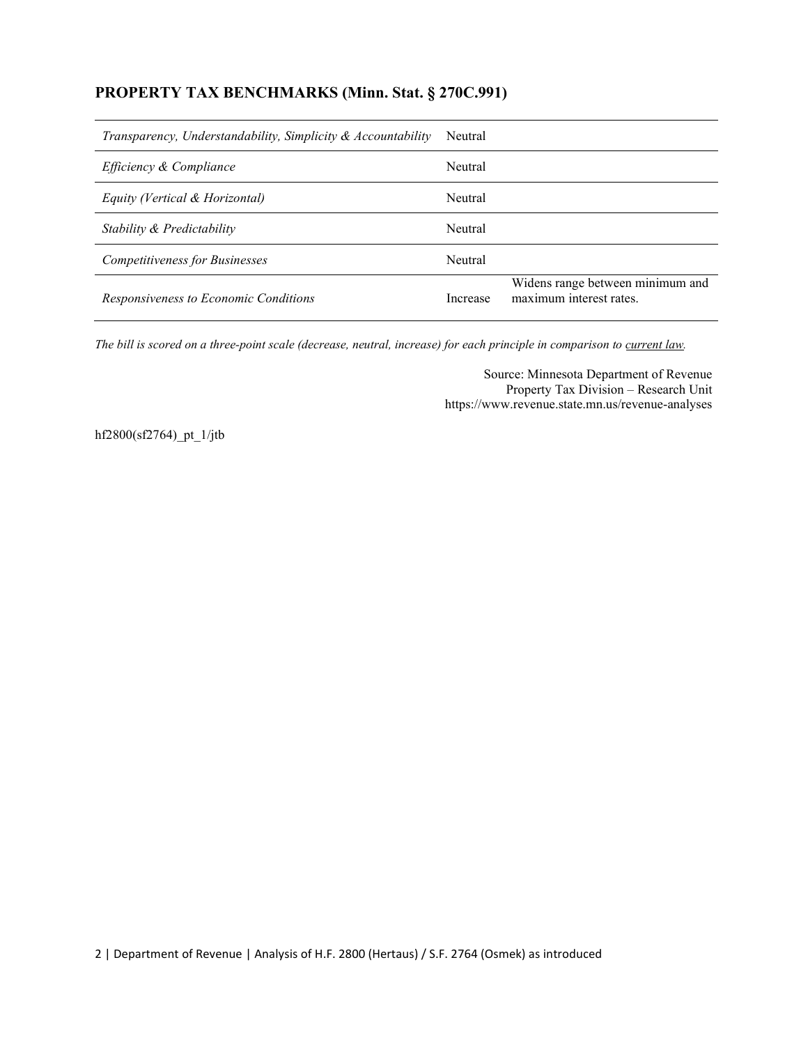## PROPERTY TAX BENCHMARKS (Minn. Stat. § 270C.991)

| | | |
|---|---|---|
| *Transparency, Understandability, Simplicity & Accountability* | Neutral | |
| *Efficiency & Compliance* | Neutral | |
| *Equity (Vertical & Horizontal)* | Neutral | |
| *Stability & Predictability* | Neutral | |
| *Competitiveness for Businesses* | Neutral | |
| *Responsiveness to Economic Conditions* | Increase | Widens range between minimum and maximum interest rates. |

*The bill is scored on a three-point scale (decrease, neutral, increase) for each principle in comparison to current law.*

Source: Minnesota Department of Revenue
Property Tax Division – Research Unit
https://www.revenue.state.mn.us/revenue-analyses

hf2800(sf2764)_pt_1/jtb